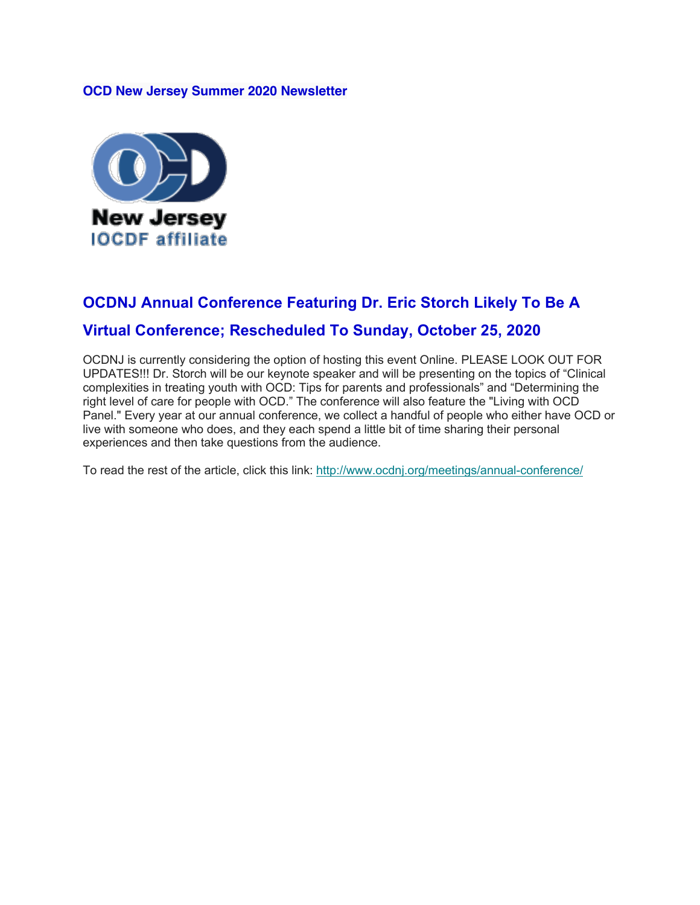**OCD New Jersey Summer 2020 Newsletter**

## OCDNJ Annual Conference Featuring Dr. Eric Storch Likely To Be A Virtual Conference; Rescheduled To Sunday, October 25, 2020

OCDNJ is currently considering the option of hosting this event Online. PLEASE LOOK OUT FOR UPDATES!!! Dr. Storch will be our keynote speaker and will be presenting on the topics of "Clinical complexities in treating youth with OCD: Tips for parents and professionals" and "Determining the right level of care for people with OCD." The conference will also feature the "Living with OCD Panel." Every year at our annual conference, we collect a handful of people who either have OCD or live with someone who does, and they each spend a little bit of time sharing their personal experiences and then take questions from the audience.

To read the rest of the article, click this link: http://www.ocdnj.org/meetings/annual-conference/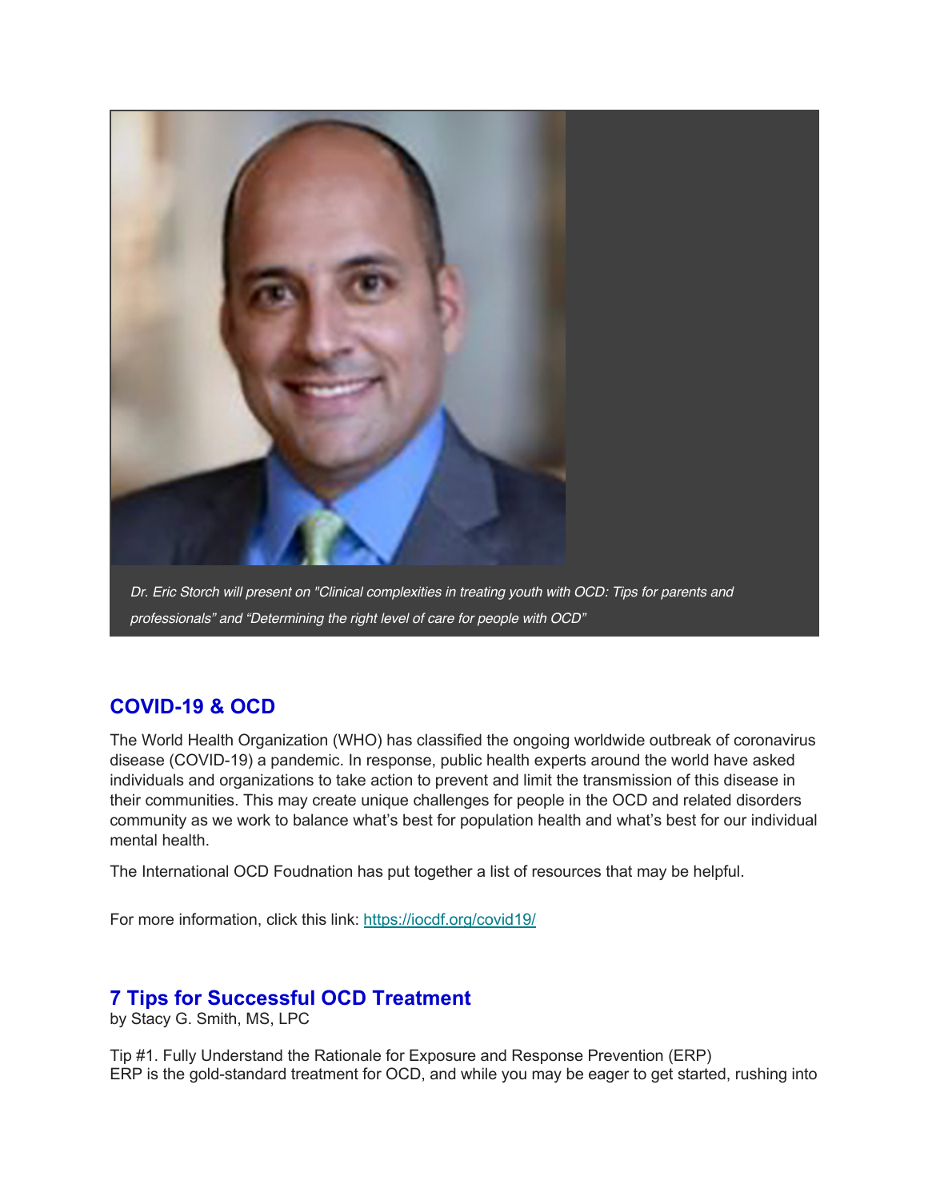*Dr. Eric Storch will present on "Clinical complexities in treating youth with OCD: Tips for parents and professionals" and "Determining the right level of care for people with OCD"*

## COVID-19 & OCD

The World Health Organization (WHO) has classified the ongoing worldwide outbreak of coronavirus disease (COVID-19) a pandemic. In response, public health experts around the world have asked individuals and organizations to take action to prevent and limit the transmission of this disease in their communities. This may create unique challenges for people in the OCD and related disorders community as we work to balance what's best for population health and what's best for our individual mental health.

The International OCD Foudnation has put together a list of resources that may be helpful.

For more information, click this link: https://iocdf.org/covid19/

## 7 Tips for Successful OCD Treatment

by Stacy G. Smith, MS, LPC

Tip #1. Fully Understand the Rationale for Exposure and Response Prevention (ERP)
ERP is the gold-standard treatment for OCD, and while you may be eager to get started, rushing into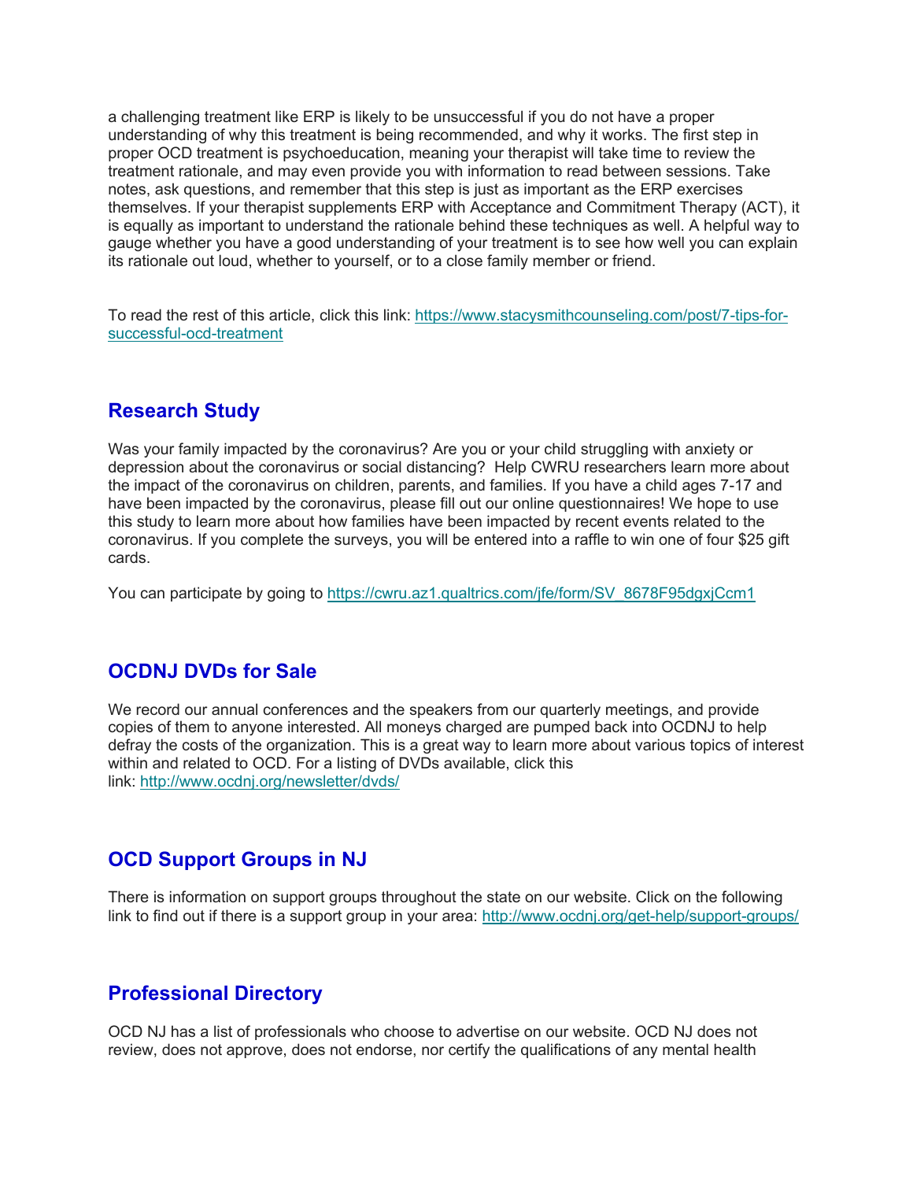a challenging treatment like ERP is likely to be unsuccessful if you do not have a proper understanding of why this treatment is being recommended, and why it works. The first step in proper OCD treatment is psychoeducation, meaning your therapist will take time to review the treatment rationale, and may even provide you with information to read between sessions. Take notes, ask questions, and remember that this step is just as important as the ERP exercises themselves. If your therapist supplements ERP with Acceptance and Commitment Therapy (ACT), it is equally as important to understand the rationale behind these techniques as well. A helpful way to gauge whether you have a good understanding of your treatment is to see how well you can explain its rationale out loud, whether to yourself, or to a close family member or friend.

To read the rest of this article, click this link: [https://www.stacysmithcounseling.com/post/7-tips-for-successful-ocd-treatment](https://www.stacysmithcounseling.com/post/7-tips-for-successful-ocd-treatment)

## Research Study

Was your family impacted by the coronavirus? Are you or your child struggling with anxiety or depression about the coronavirus or social distancing? Help CWRU researchers learn more about the impact of the coronavirus on children, parents, and families. If you have a child ages 7-17 and have been impacted by the coronavirus, please fill out our online questionnaires! We hope to use this study to learn more about how families have been impacted by recent events related to the coronavirus. If you complete the surveys, you will be entered into a raffle to win one of four $25 gift cards.

You can participate by going to [https://cwru.az1.qualtrics.com/jfe/form/SV_8678F95dgxjCcm1](https://cwru.az1.qualtrics.com/jfe/form/SV_8678F95dgxjCcm1)

## OCDNJ DVDs for Sale

We record our annual conferences and the speakers from our quarterly meetings, and provide copies of them to anyone interested. All moneys charged are pumped back into OCDNJ to help defray the costs of the organization. This is a great way to learn more about various topics of interest within and related to OCD. For a listing of DVDs available, click this link: [http://www.ocdnj.org/newsletter/dvds/](http://www.ocdnj.org/newsletter/dvds/)

## OCD Support Groups in NJ

There is information on support groups throughout the state on our website. Click on the following link to find out if there is a support group in your area: [http://www.ocdnj.org/get-help/support-groups/](http://www.ocdnj.org/get-help/support-groups/)

## Professional Directory

OCD NJ has a list of professionals who choose to advertise on our website. OCD NJ does not review, does not approve, does not endorse, nor certify the qualifications of any mental health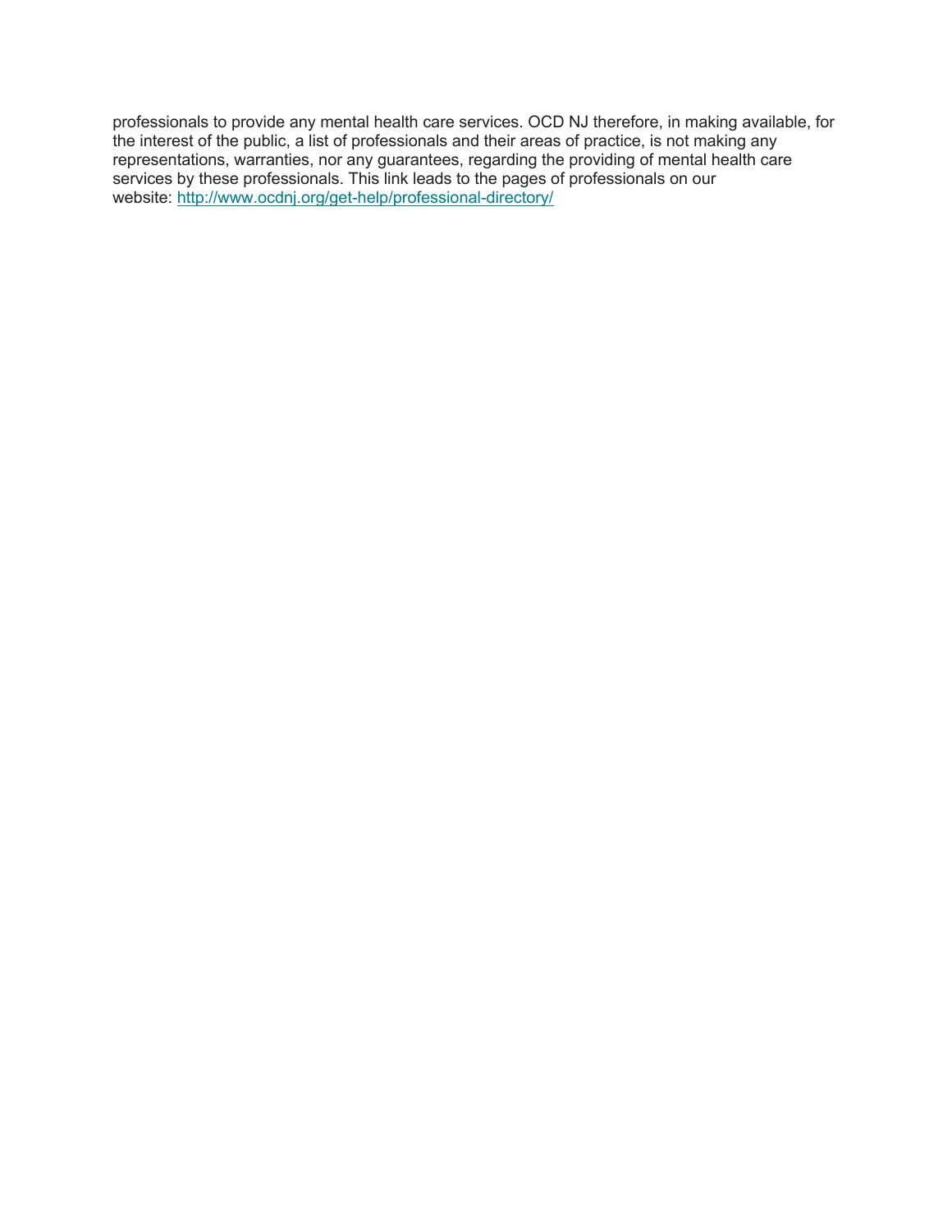professionals to provide any mental health care services. OCD NJ therefore, in making available, for the interest of the public, a list of professionals and their areas of practice, is not making any representations, warranties, nor any guarantees, regarding the providing of mental health care services by these professionals. This link leads to the pages of professionals on our website: [http://www.ocdnj.org/get-help/professional-directory/](http://www.ocdnj.org/get-help/professional-directory/)